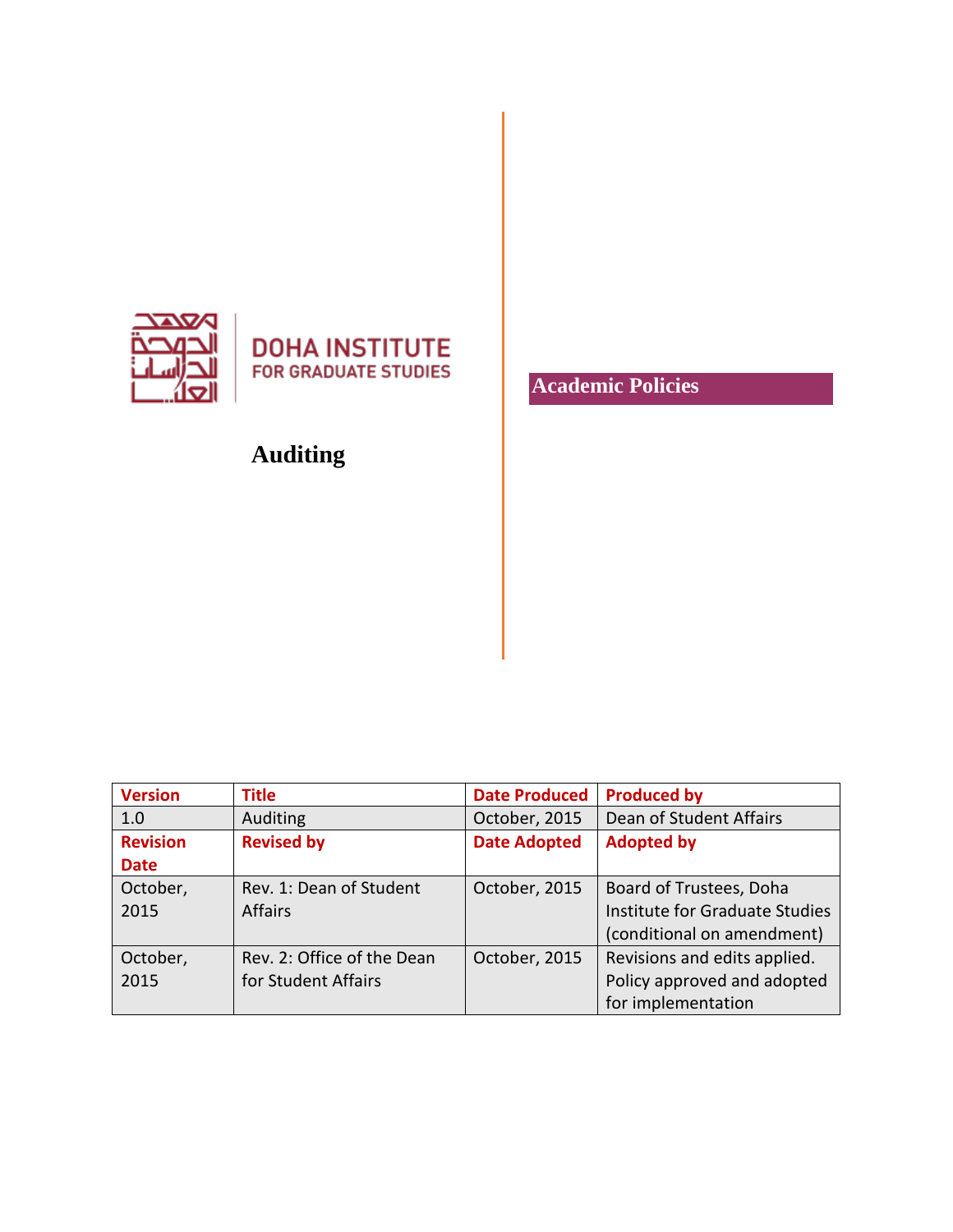DOHA INSTITUTE FOR GRADUATE STUDIES

# Auditing

## Academic Policies

| Version | Title | Date Produced | Produced by |
|---|---|---|---|
| 1.0 | Auditing | October, 2015 | Dean of Student Affairs |
| **Revision Date** | **Revised by** | **Date Adopted** | **Adopted by** |
| October, 2015 | Rev. 1: Dean of Student Affairs | October, 2015 | Board of Trustees, Doha Institute for Graduate Studies (conditional on amendment) |
| October, 2015 | Rev. 2: Office of the Dean for Student Affairs | October, 2015 | Revisions and edits applied. Policy approved and adopted for implementation |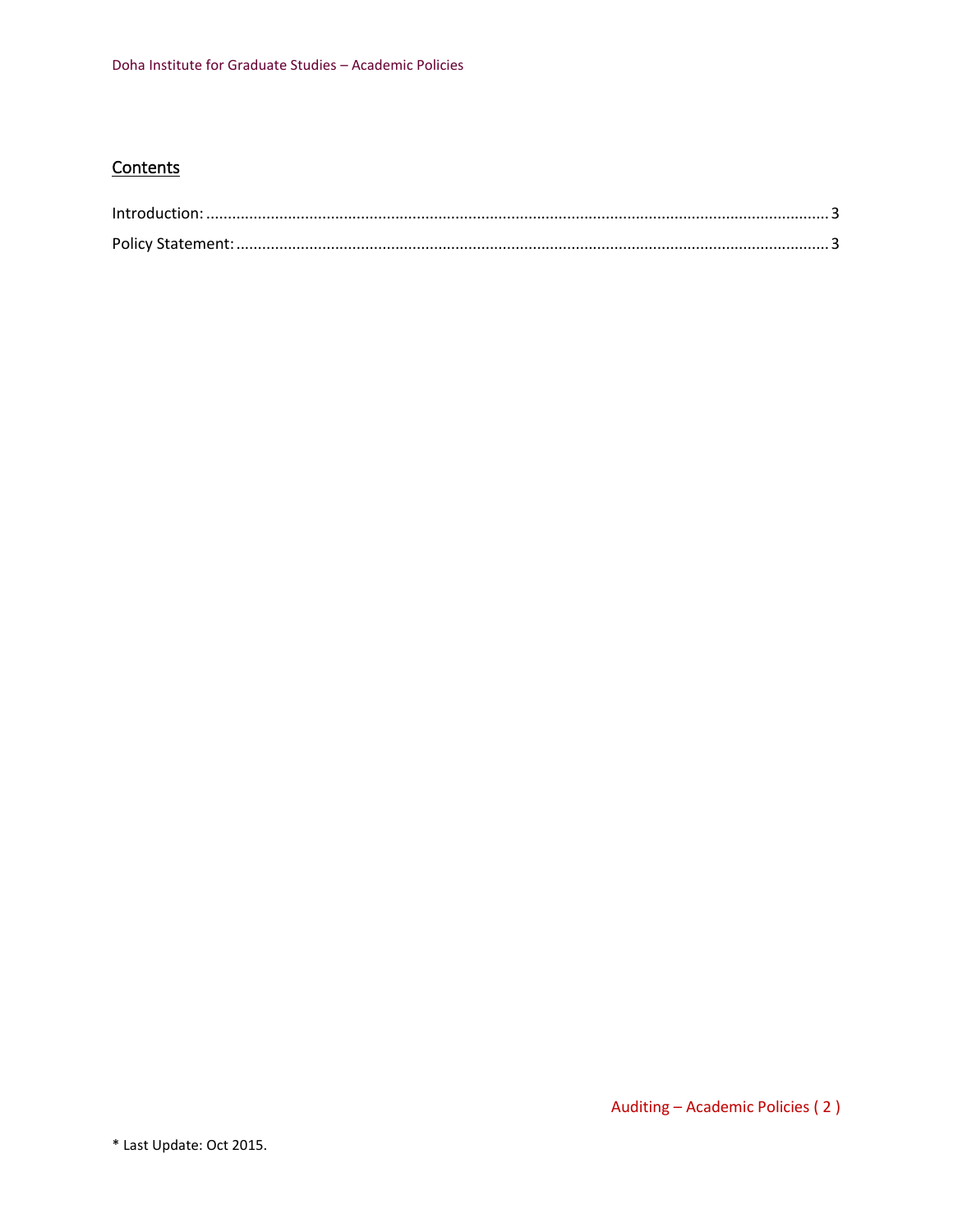## Contents

Introduction: ........................................................................................................................................ 3

Policy Statement: .................................................................................................................................. 3

* Last Update: Oct 2015.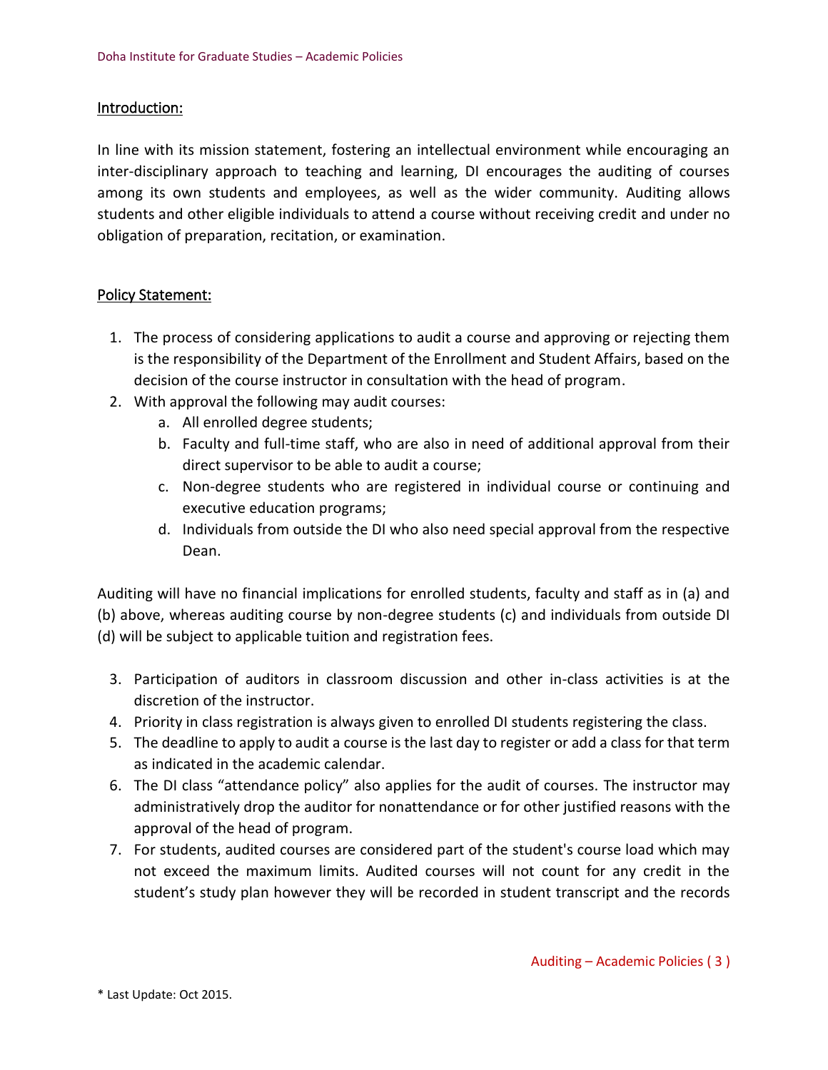## Introduction:

In line with its mission statement, fostering an intellectual environment while encouraging an inter-disciplinary approach to teaching and learning, DI encourages the auditing of courses among its own students and employees, as well as the wider community. Auditing allows students and other eligible individuals to attend a course without receiving credit and under no obligation of preparation, recitation, or examination.

## Policy Statement:

1. The process of considering applications to audit a course and approving or rejecting them is the responsibility of the Department of the Enrollment and Student Affairs, based on the decision of the course instructor in consultation with the head of program.
2. With approval the following may audit courses:
   a. All enrolled degree students;
   b. Faculty and full-time staff, who are also in need of additional approval from their direct supervisor to be able to audit a course;
   c. Non-degree students who are registered in individual course or continuing and executive education programs;
   d. Individuals from outside the DI who also need special approval from the respective Dean.

Auditing will have no financial implications for enrolled students, faculty and staff as in (a) and (b) above, whereas auditing course by non-degree students (c) and individuals from outside DI (d) will be subject to applicable tuition and registration fees.

3. Participation of auditors in classroom discussion and other in-class activities is at the discretion of the instructor.
4. Priority in class registration is always given to enrolled DI students registering the class.
5. The deadline to apply to audit a course is the last day to register or add a class for that term as indicated in the academic calendar.
6. The DI class "attendance policy" also applies for the audit of courses. The instructor may administratively drop the auditor for nonattendance or for other justified reasons with the approval of the head of program.
7. For students, audited courses are considered part of the student's course load which may not exceed the maximum limits. Audited courses will not count for any credit in the student's study plan however they will be recorded in student transcript and the records

\* Last Update: Oct 2015.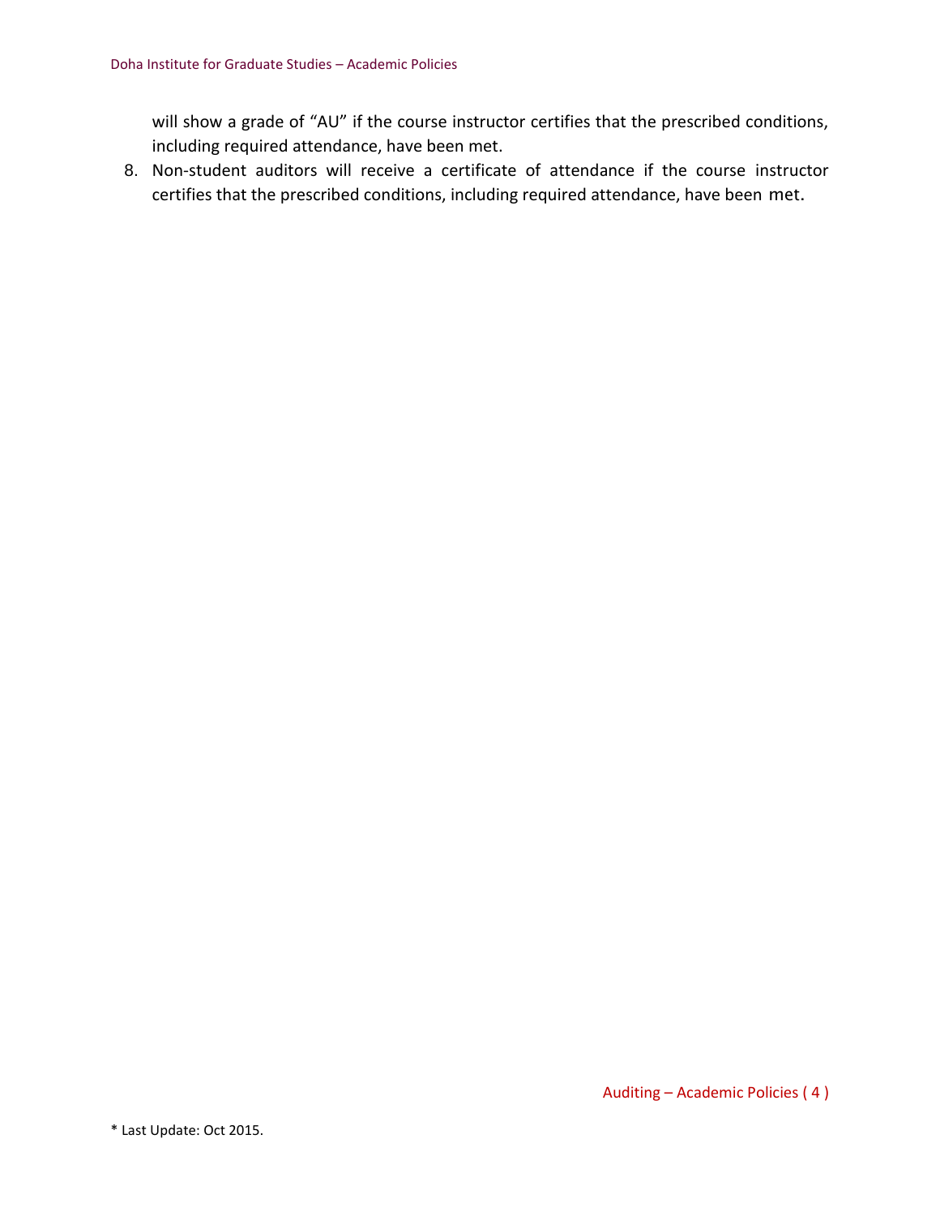will show a grade of "AU" if the course instructor certifies that the prescribed conditions, including required attendance, have been met.

8. Non-student auditors will receive a certificate of attendance if the course instructor certifies that the prescribed conditions, including required attendance, have been met.

* Last Update: Oct 2015.